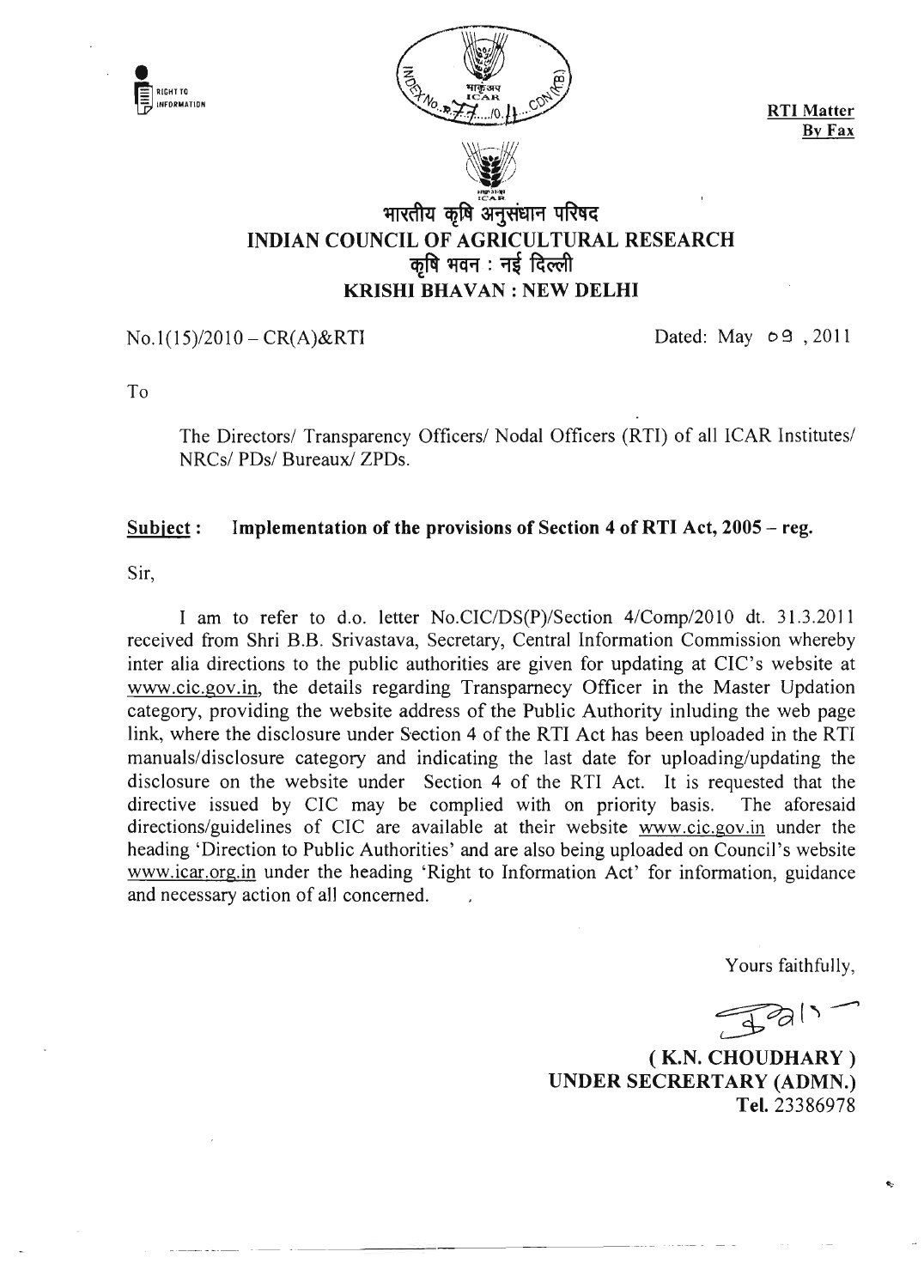RIGHT TO INFORMATION

INDEX No. R.77/10.11 CDN(KB)

**RTI Matter**
**By Fax**

# भारतीय कृषि अनुसंधान परिषद
# INDIAN COUNCIL OF AGRICULTURAL RESEARCH
## कृषि भवन : नई दिल्ली
## KRISHI BHAVAN : NEW DELHI

No.1(15)/2010 – CR(A)&RTI

Dated: May 09, 2011

To

The Directors/ Transparency Officers/ Nodal Officers (RTI) of all ICAR Institutes/ NRCs/ PDs/ Bureaux/ ZPDs.

**Subject : Implementation of the provisions of Section 4 of RTI Act, 2005 – reg.**

Sir,

I am to refer to d.o. letter No.CIC/DS(P)/Section 4/Comp/2010 dt. 31.3.2011 received from Shri B.B. Srivastava, Secretary, Central Information Commission whereby inter alia directions to the public authorities are given for updating at CIC's website at www.cic.gov.in, the details regarding Transparnecy Officer in the Master Updation category, providing the website address of the Public Authority inluding the web page link, where the disclosure under Section 4 of the RTI Act has been uploaded in the RTI manuals/disclosure category and indicating the last date for uploading/updating the disclosure on the website under Section 4 of the RTI Act. It is requested that the directive issued by CIC may be complied with on priority basis. The aforesaid directions/guidelines of CIC are available at their website www.cic.gov.in under the heading 'Direction to Public Authorities' and are also being uploaded on Council's website www.icar.org.in under the heading 'Right to Information Act' for information, guidance and necessary action of all concerned.

Yours faithfully,

**( K.N. CHOUDHARY )**
**UNDER SECRERTARY (ADMN.)**
**Tel.** 23386978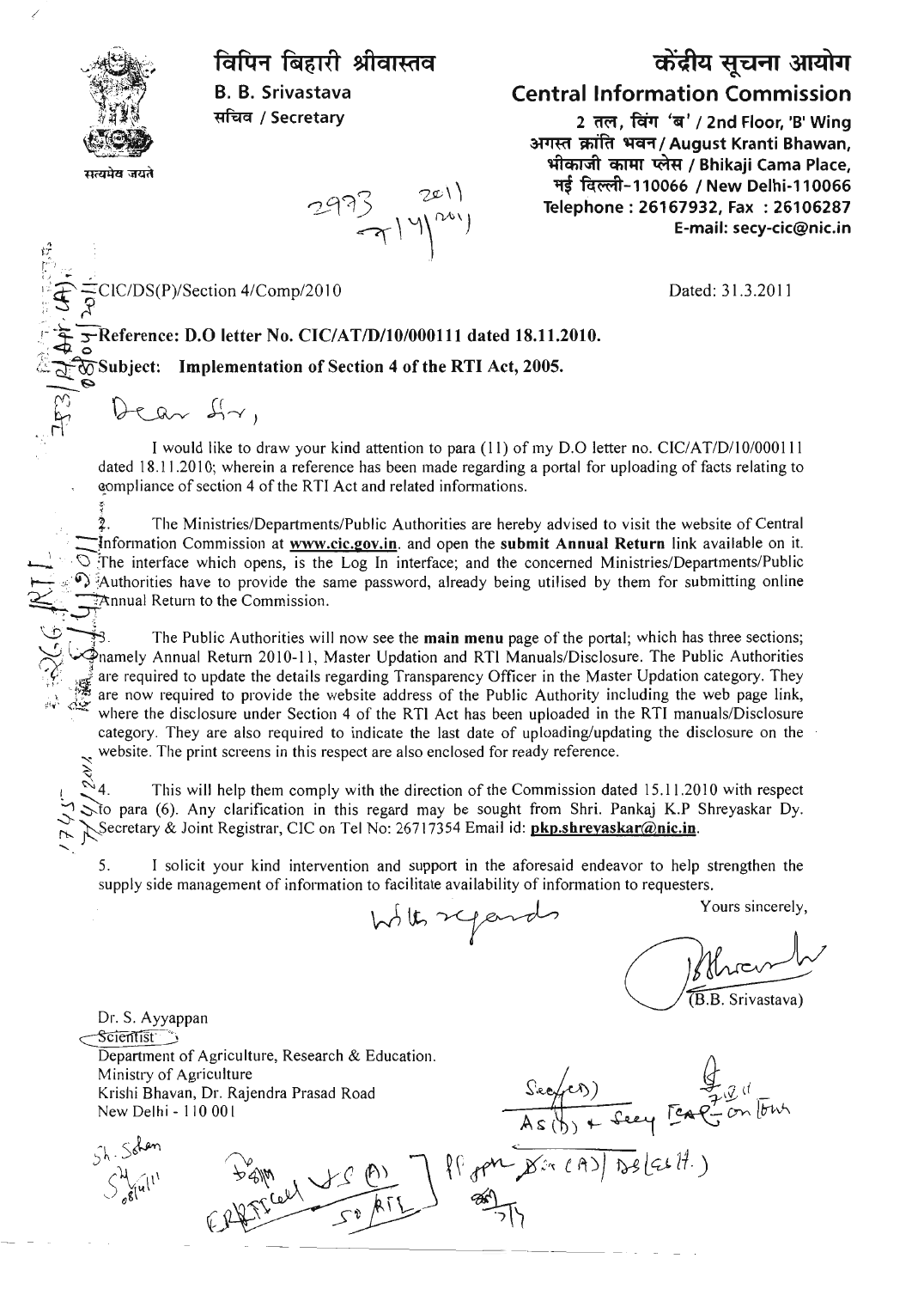विपिन बिहारी श्रीवास्तव
**B. B. Srivastava**
सचिव / Secretary

सत्यमेव जयते

# केंद्रीय सूचना आयोग
## Central Information Commission

2 तल, विंग 'ब' / 2nd Floor, 'B' Wing
अगस्त क्रांति भवन / August Kranti Bhawan,
भीकाजी कामा प्लेस / Bhikaji Cama Place,
नई दिल्ली-110066 / New Delhi-110066
Telephone : 26167932, Fax : 26106287
E-mail: secy-cic@nic.in

2993 2011
7/4/2011

CIC/DS(P)/Section 4/Comp/2010

Dated: 31.3.2011

**Reference: D.O letter No. CIC/AT/D/10/000111 dated 18.11.2010.**

**Subject: Implementation of Section 4 of the RTI Act, 2005.**

Dear Sir,

I would like to draw your kind attention to para (11) of my D.O letter no. CIC/AT/D/10/000111 dated 18.11.2010; wherein a reference has been made regarding a portal for uploading of facts relating to compliance of section 4 of the RTI Act and related informations.

2. The Ministries/Departments/Public Authorities are hereby advised to visit the website of Central Information Commission at **www.cic.gov.in**. and open the **submit Annual Return** link available on it. The interface which opens, is the Log In interface; and the concerned Ministries/Departments/Public Authorities have to provide the same password, already being utilised by them for submitting online Annual Return to the Commission.

3. The Public Authorities will now see the **main menu** page of the portal; which has three sections; namely Annual Return 2010-11, Master Updation and RTI Manuals/Disclosure. The Public Authorities are required to update the details regarding Transparency Officer in the Master Updation category. They are now required to provide the website address of the Public Authority including the web page link, where the disclosure under Section 4 of the RTI Act has been uploaded in the RTI manuals/Disclosure category. They are also required to indicate the last date of uploading/updating the disclosure on the website. The print screens in this respect are also enclosed for ready reference.

4. This will help them comply with the direction of the Commission dated 15.11.2010 with respect to para (6). Any clarification in this regard may be sought from Shri. Pankaj K.P Shreyaskar Dy. Secretary & Joint Registrar, CIC on Tel No: 26717354 Email id: **pkp.shreyaskar@nic.in**.

5. I solicit your kind intervention and support in the aforesaid endeavor to help strengthen the supply side management of information to facilitate availability of information to requesters.

With regards

Yours sincerely,

(B.B. Srivastava)

Dr. S. Ayyappan
Scientist
Department of Agriculture, Research & Education.
Ministry of Agriculture
Krishi Bhavan, Dr. Rajendra Prasad Road
New Delhi - 110 001

Secy(ES)
AS(D) + Secy ICAR - on tour

pl. pp. Dir (A) / DS (ESH.)

DDG(A) JS(A)
ERP Cell SO RTI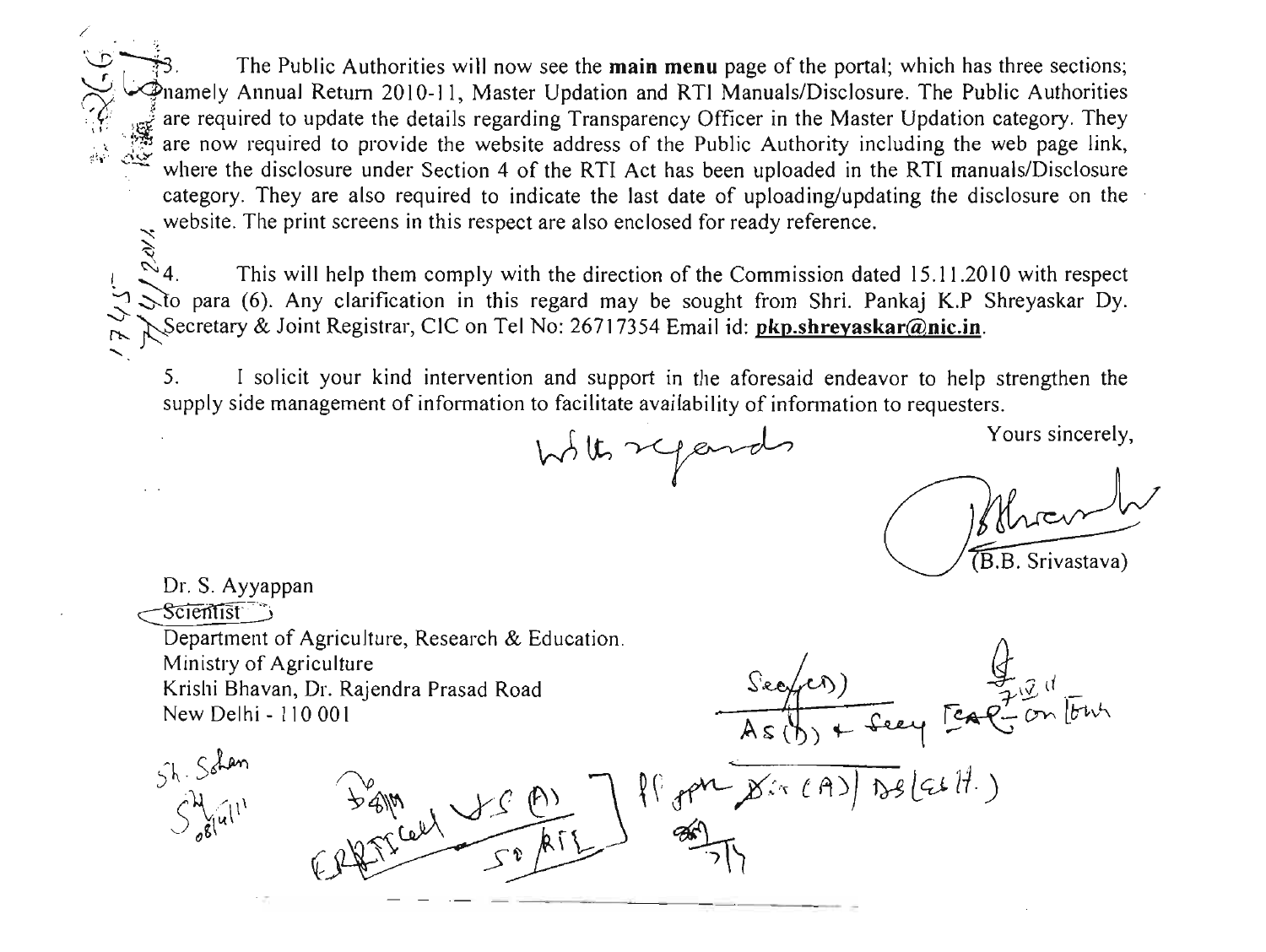3. The Public Authorities will now see the **main menu** page of the portal; which has three sections; namely Annual Return 2010-11, Master Updation and RTI Manuals/Disclosure. The Public Authorities are required to update the details regarding Transparency Officer in the Master Updation category. They are now required to provide the website address of the Public Authority including the web page link, where the disclosure under Section 4 of the RTI Act has been uploaded in the RTI manuals/Disclosure category. They are also required to indicate the last date of uploading/updating the disclosure on the website. The print screens in this respect are also enclosed for ready reference.

4. This will help them comply with the direction of the Commission dated 15.11.2010 with respect to para (6). Any clarification in this regard may be sought from Shri. Pankaj K.P Shreyaskar Dy. Secretary & Joint Registrar, CIC on Tel No: 26717354 Email id: **pkp.shreyaskar@nic.in**.

5. I solicit your kind intervention and support in the aforesaid endeavor to help strengthen the supply side management of information to facilitate availability of information to requesters.

With regards

Yours sincerely,

(B.B. Srivastava)

Dr. S. Ayyappan
Scientist
Department of Agriculture, Research & Education.
Ministry of Agriculture
Krishi Bhavan, Dr. Rajendra Prasad Road
New Delhi - 110 001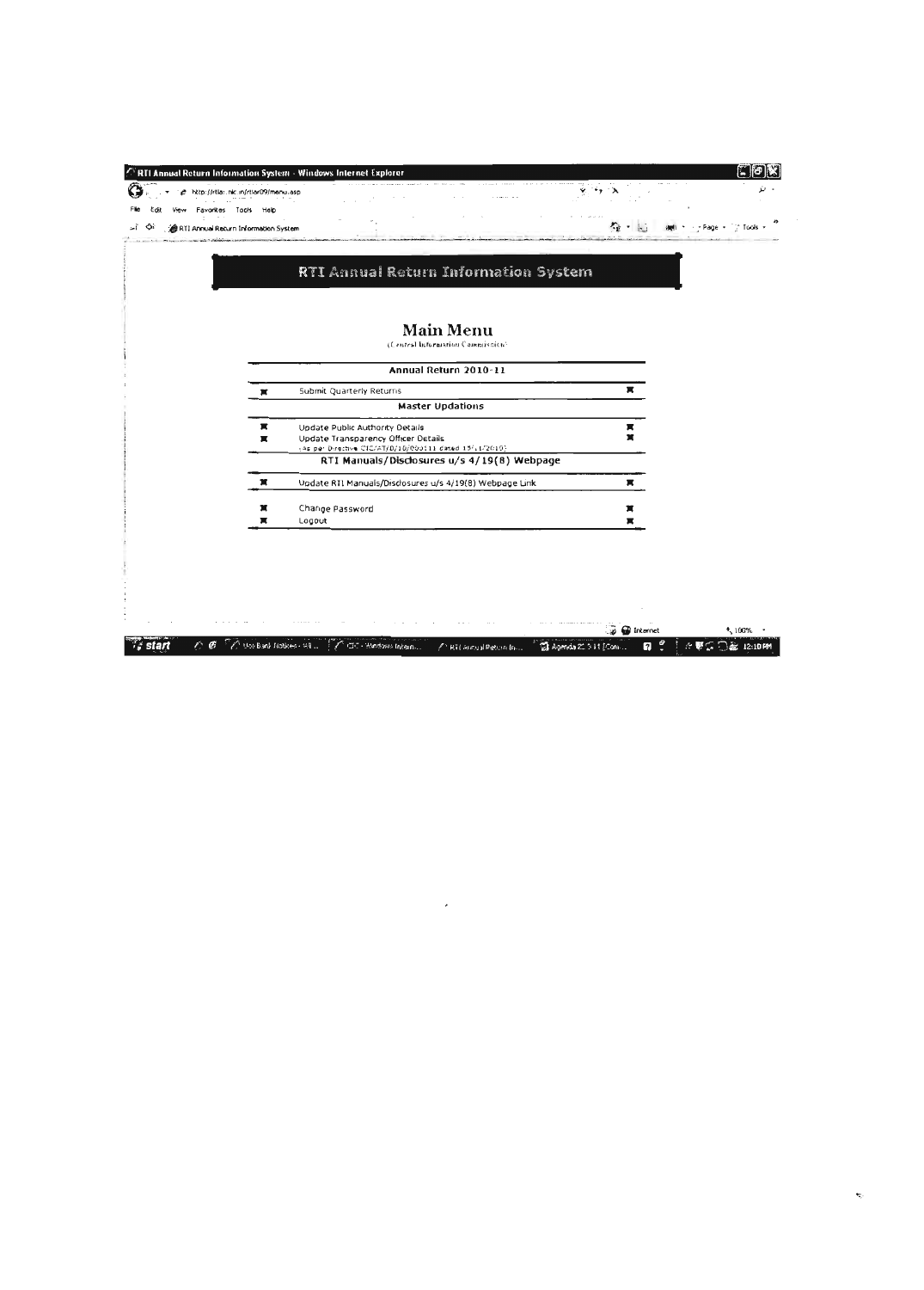# RTI Annual Return Information System

## Main Menu

(Central Information Commission)

**Annual Return 2010-11**

- Submit Quarterly Returns

**Master Updations**

- Update Public Authority Details
- Update Transparency Officer Details (As per Directive CIC/AT/D/10/000111 dated 15/11/2010)

**RTI Manuals/Disclosures u/s 4/19(8) Webpage**

- Update RTI Manuals/Disclosures u/s 4/19(8) Webpage Link

- Change Password
- Logout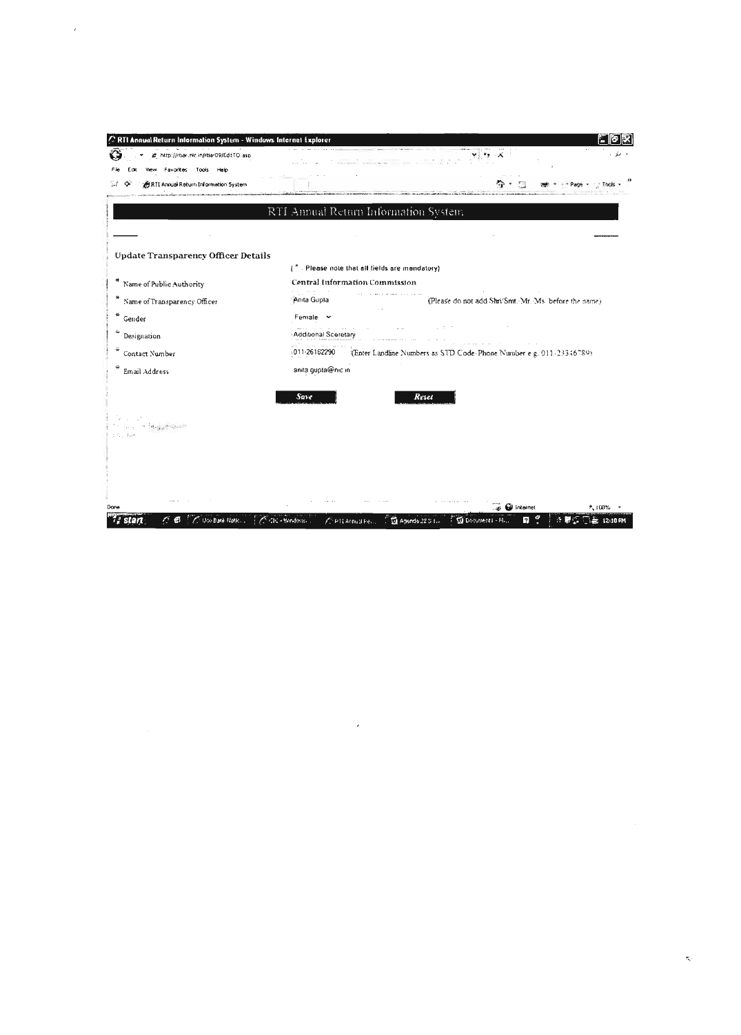RTI Annual Return Information System - Windows Internet Explorer

http://rtiar.nic.in/rtiar09/EditTO.asp

File Edit View Favorites Tools Help

RTI Annual Return Information System

# RTI Annual Return Information System

## Update Transparency Officer Details

(* - Please note that all fields are mandatory)

| | |
|---|---|
| * Name of Public Authority | Central Information Commission |
| * Name of Transparency Officer | Anita Gupta (Please do not add Shri/Smt./Mr./Ms. before the name) |
| * Gender | Female |
| * Designation | Additional Sceretary |
| * Contact Number | 011-26162290 (Enter Landline Numbers as STD Code-Phone Number e.g. 011-23346789) |
| * Email Address | anita.gupta@nic.in |

**Save** **Reset**

Done Internet 100%

start Uco Bank Notic... CIC - Windows... RTI Annual Re... Agenda 22 S I... Document1 - M... 12:10 PM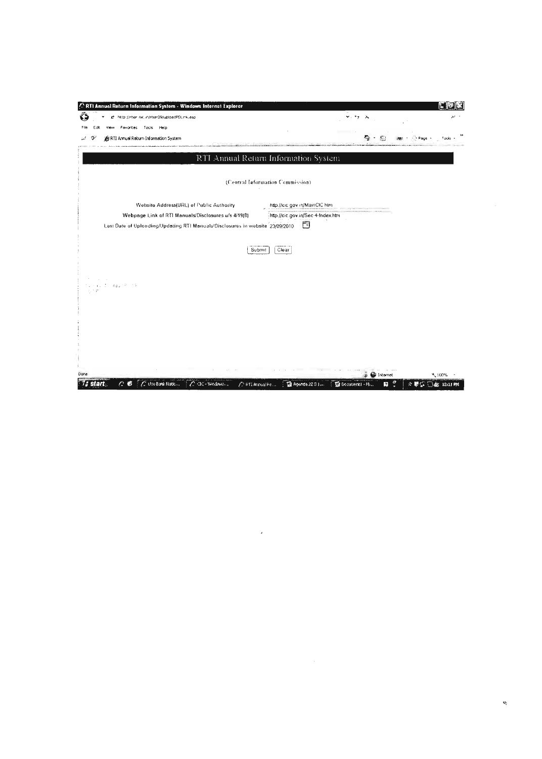RTI Annual Return Information System - Windows Internet Explorer

http://rtiar.nic.in/rtiar09/uploadPDLink.asp

# RTI Annual Return Information System

(Central Information Commission)

Website Address(URL) of Public Authority: http://cic.gov.in/MainCIC.htm

Webpage Link of RTI Manuals/Disclosures u/s 4/19(8): http://cic.gov.in/Sec-4-Index.htm

Last Date of Uploading/Updating RTI Manuals/Disclosures in website: 23/09/2010

Submit | Clear